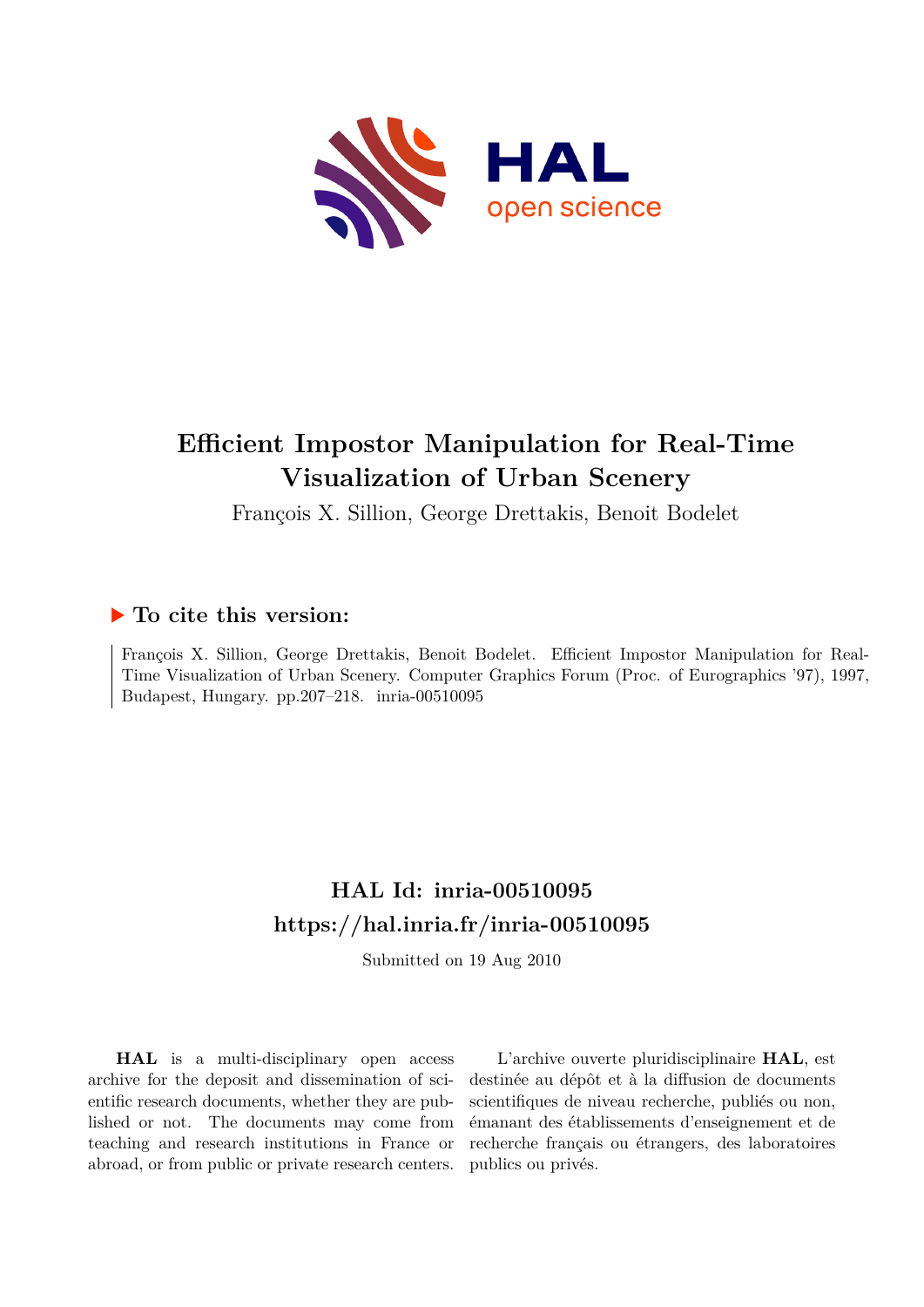# Efficient Impostor Manipulation for Real-Time Visualization of Urban Scenery

François X. Sillion, George Drettakis, Benoit Bodelet

## ▶ To cite this version:

François X. Sillion, George Drettakis, Benoit Bodelet. Efficient Impostor Manipulation for Real-Time Visualization of Urban Scenery. Computer Graphics Forum (Proc. of Eurographics '97), 1997, Budapest, Hungary. pp.207–218. inria-00510095

## HAL Id: inria-00510095
## https://hal.inria.fr/inria-00510095

Submitted on 19 Aug 2010

**HAL** is a multi-disciplinary open access archive for the deposit and dissemination of scientific research documents, whether they are published or not. The documents may come from teaching and research institutions in France or abroad, or from public or private research centers.

L'archive ouverte pluridisciplinaire **HAL**, est destinée au dépôt et à la diffusion de documents scientifiques de niveau recherche, publiés ou non, émanant des établissements d'enseignement et de recherche français ou étrangers, des laboratoires publics ou privés.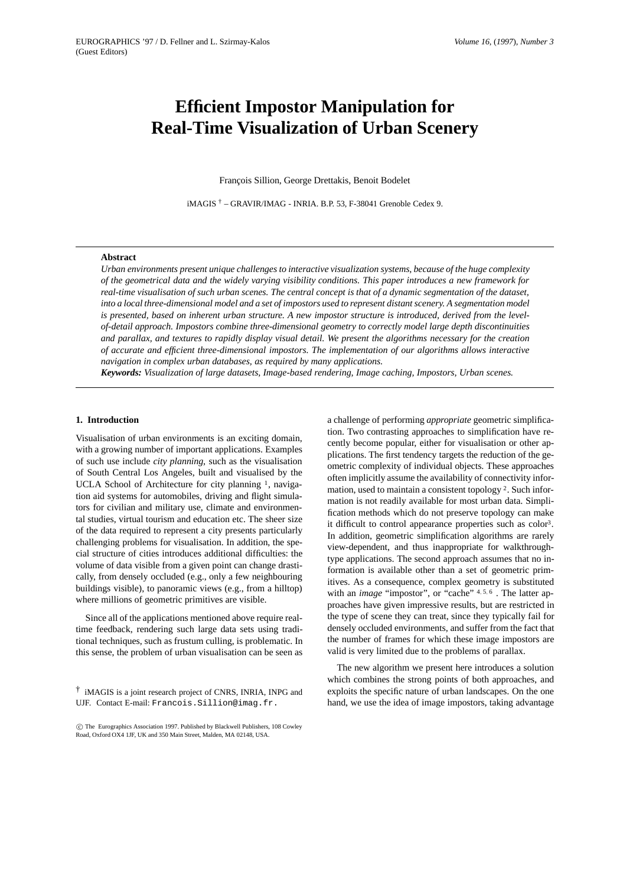# Efficient Impostor Manipulation for Real-Time Visualization of Urban Scenery

François Sillion, George Drettakis, Benoit Bodelet

iMAGIS † – GRAVIR/IMAG - INRIA. B.P. 53, F-38041 Grenoble Cedex 9.

---

**Abstract**

*Urban environments present unique challenges to interactive visualization systems, because of the huge complexity of the geometrical data and the widely varying visibility conditions. This paper introduces a new framework for real-time visualisation of such urban scenes. The central concept is that of a dynamic segmentation of the dataset, into a local three-dimensional model and a set of impostors used to represent distant scenery. A segmentation model is presented, based on inherent urban structure. A new impostor structure is introduced, derived from the level-of-detail approach. Impostors combine three-dimensional geometry to correctly model large depth discontinuities and parallax, and textures to rapidly display visual detail. We present the algorithms necessary for the creation of accurate and efficient three-dimensional impostors. The implementation of our algorithms allows interactive navigation in complex urban databases, as required by many applications.*

***Keywords:*** *Visualization of large datasets, Image-based rendering, Image caching, Impostors, Urban scenes.*

---

## 1. Introduction

Visualisation of urban environments is an exciting domain, with a growing number of important applications. Examples of such use include *city planning*, such as the visualisation of South Central Los Angeles, built and visualised by the UCLA School of Architecture for city planning [1], navigation aid systems for automobiles, driving and flight simulators for civilian and military use, climate and environmental studies, virtual tourism and education etc. The sheer size of the data required to represent a city presents particularly challenging problems for visualisation. In addition, the special structure of cities introduces additional difficulties: the volume of data visible from a given point can change drastically, from densely occluded (e.g., only a few neighbouring buildings visible), to panoramic views (e.g., from a hilltop) where millions of geometric primitives are visible.

Since all of the applications mentioned above require real-time feedback, rendering such large data sets using traditional techniques, such as frustum culling, is problematic. In this sense, the problem of urban visualisation can be seen as a challenge of performing *appropriate* geometric simplification. Two contrasting approaches to simplification have recently become popular, either for visualisation or other applications. The first tendency targets the reduction of the geometric complexity of individual objects. These approaches often implicitly assume the availability of connectivity information, used to maintain a consistent topology [2]. Such information is not readily available for most urban data. Simplification methods which do not preserve topology can make it difficult to control appearance properties such as color[3]. In addition, geometric simplification algorithms are rarely view-dependent, and thus inappropriate for walkthrough-type applications. The second approach assumes that no information is available other than a set of geometric primitives. As a consequence, complex geometry is substituted with an *image* "impostor", or "cache" [4,5,6]. The latter approaches have given impressive results, but are restricted in the type of scene they can treat, since they typically fail for densely occluded environments, and suffer from the fact that the number of frames for which these image impostors are valid is very limited due to the problems of parallax.

The new algorithm we present here introduces a solution which combines the strong points of both approaches, and exploits the specific nature of urban landscapes. On the one hand, we use the idea of image impostors, taking advantage

† iMAGIS is a joint research project of CNRS, INRIA, INPG and UJF. Contact E-mail: `Francois.Sillion@imag.fr`.

© The Eurographics Association 1997. Published by Blackwell Publishers, 108 Cowley Road, Oxford OX4 1JF, UK and 350 Main Street, Malden, MA 02148, USA.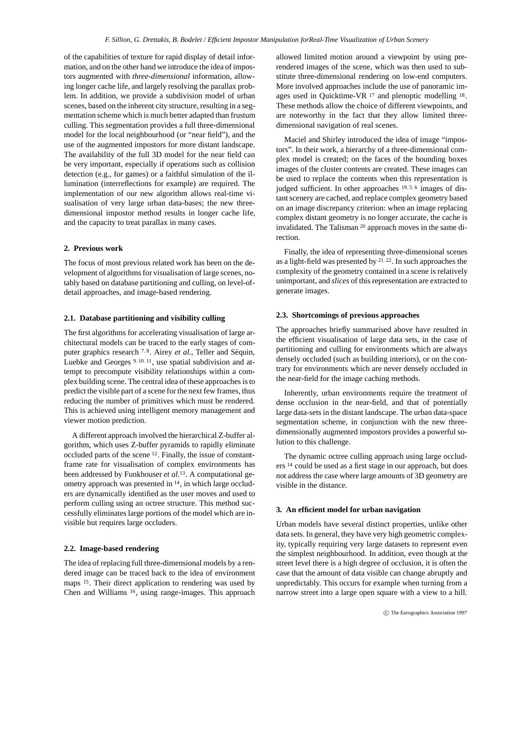of the capabilities of texture for rapid display of detail information, and on the other hand we introduce the idea of impostors augmented with *three-dimensional* information, allowing longer cache life, and largely resolving the parallax problem. In addition, we provide a subdivision model of urban scenes, based on the inherent city structure, resulting in a segmentation scheme which is much better adapted than frustum culling. This segmentation provides a full three-dimensional model for the local neighbourhood (or "near field"), and the use of the augmented impostors for more distant landscape. The availability of the full 3D model for the near field can be very important, especially if operations such as collision detection (e.g., for games) or a faithful simulation of the illumination (interreflections for example) are required. The implementation of our new algorithm allows real-time visualisation of very large urban data-bases; the new three-dimensional impostor method results in longer cache life, and the capacity to treat parallax in many cases.

## 2. Previous work

The focus of most previous related work has been on the development of algorithms for visualisation of large scenes, notably based on database partitioning and culling, on level-of-detail approaches, and image-based rendering.

### 2.1. Database partitioning and visibility culling

The first algorithms for accelerating visualisation of large architectural models can be traced to the early stages of computer graphics research [7, 8]. Airey *et al.*, Teller and Séquin, Luebke and Georges [9, 10, 11], use spatial subdivision and attempt to precompute visibility relationships within a complex building scene. The central idea of these approaches is to predict the visible part of a scene for the next few frames, thus reducing the number of primitives which must be rendered. This is achieved using intelligent memory management and viewer motion prediction.

A different approach involved the hierarchical Z-buffer algorithm, which uses Z-buffer pyramids to rapidly eliminate occluded parts of the scene [12]. Finally, the issue of constant-frame rate for visualisation of complex environments has been addressed by Funkhouser *et al.*[13]. A computational geometry approach was presented in [14], in which large occluders are dynamically identified as the user moves and used to perform culling using an octree structure. This method successfully eliminates large portions of the model which are invisible but requires large occluders.

### 2.2. Image-based rendering

The idea of replacing full three-dimensional models by a rendered image can be traced back to the idea of environment maps [15]. Their direct application to rendering was used by Chen and Williams [16], using range-images. This approach allowed limited motion around a viewpoint by using pre-rendered images of the scene, which was then used to substitute three-dimensional rendering on low-end computers. More involved approaches include the use of panoramic images used in Quicktime-VR [17] and plenoptic modelling [18]. These methods allow the choice of different viewpoints, and are noteworthy in the fact that they allow limited three-dimensional navigation of real scenes.

Maciel and Shirley introduced the idea of image "impostors". In their work, a hierarchy of a three-dimensional complex model is created; on the faces of the bounding boxes images of the cluster contents are created. These images can be used to replace the contents when this representation is judged sufficient. In other approaches [19, 5, 6] images of distant scenery are cached, and replace complex geometry based on an image discrepancy criterion: when an image replacing complex distant geometry is no longer accurate, the cache is invalidated. The Talisman [20] approach moves in the same direction.

Finally, the idea of representing three-dimensional scenes as a light-field was presented by [21, 22]. In such approaches the complexity of the geometry contained in a scene is relatively unimportant, and *slices* of this representation are extracted to generate images.

### 2.3. Shortcomings of previous approaches

The approaches briefly summarised above have resulted in the efficient visualisation of large data sets, in the case of partitioning and culling for environments which are always densely occluded (such as building interiors), or on the contrary for environments which are never densely occluded in the near-field for the image caching methods.

Inherently, urban environments require the treatment of dense occlusion in the near-field, and that of potentially large data-sets in the distant landscape. The urban data-space segmentation scheme, in conjunction with the new three-dimensionally augmented impostors provides a powerful solution to this challenge.

The dynamic octree culling approach using large occluders [14] could be used as a first stage in our approach, but does not address the case where large amounts of 3D geometry are visible in the distance.

## 3. An efficient model for urban navigation

Urban models have several distinct properties, unlike other data sets. In general, they have very high geometric complexity, typically requiring very large datasets to represent even the simplest neighbourhood. In addition, even though at the street level there is a high degree of occlusion, it is often the case that the amount of data visible can change abruptly and unpredictably. This occurs for example when turning from a narrow street into a large open square with a view to a hill.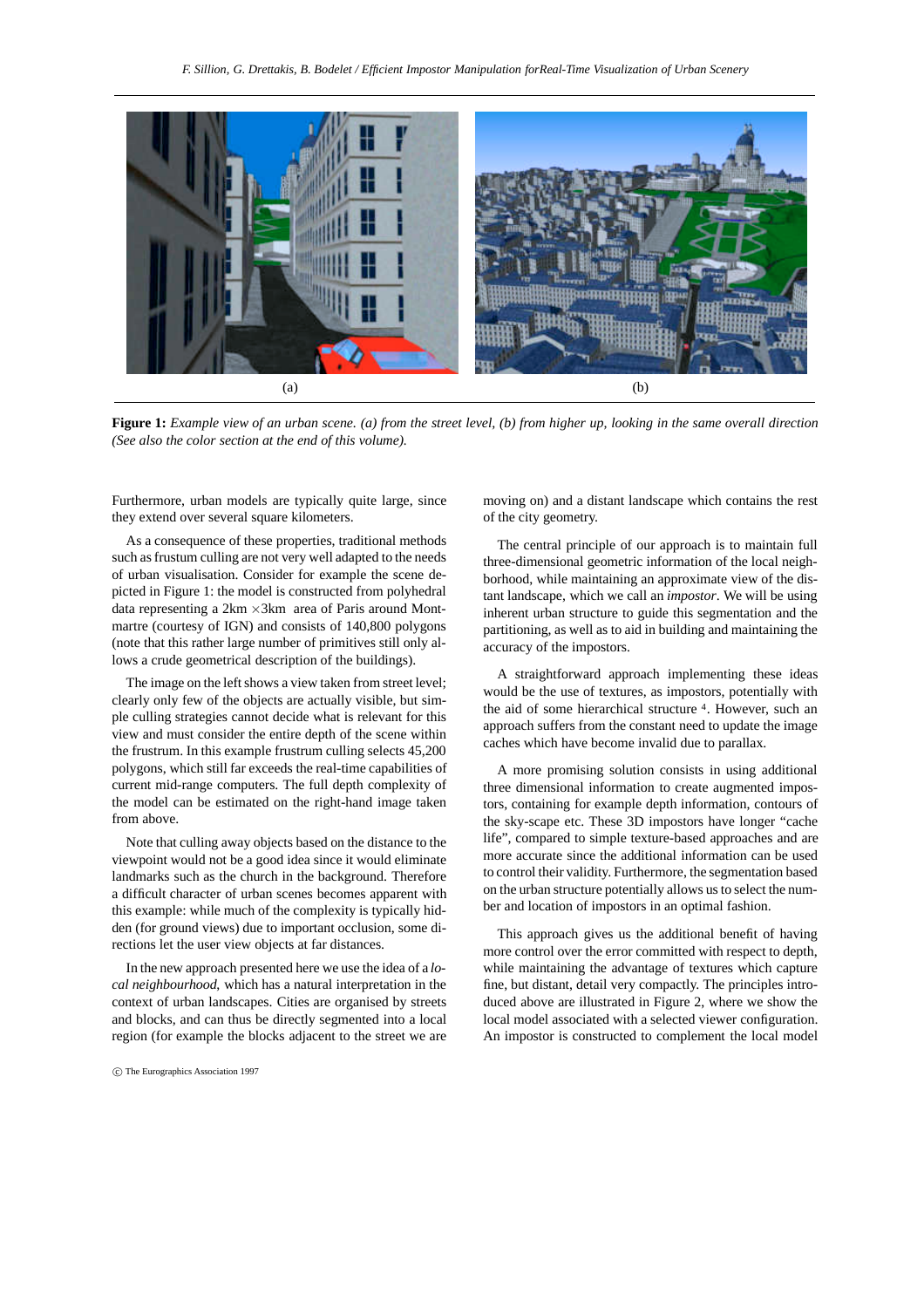(a) (b)

**Figure 1:** *Example view of an urban scene. (a) from the street level, (b) from higher up, looking in the same overall direction (See also the color section at the end of this volume).*

Furthermore, urban models are typically quite large, since they extend over several square kilometers.

As a consequence of these properties, traditional methods such as frustum culling are not very well adapted to the needs of urban visualisation. Consider for example the scene depicted in Figure 1: the model is constructed from polyhedral data representing a 2km $\times$3km area of Paris around Montmartre (courtesy of IGN) and consists of 140,800 polygons (note that this rather large number of primitives still only allows a crude geometrical description of the buildings).

The image on the left shows a view taken from street level; clearly only few of the objects are actually visible, but simple culling strategies cannot decide what is relevant for this view and must consider the entire depth of the scene within the frustum. In this example frustum culling selects 45,200 polygons, which still far exceeds the real-time capabilities of current mid-range computers. The full depth complexity of the model can be estimated on the right-hand image taken from above.

Note that culling away objects based on the distance to the viewpoint would not be a good idea since it would eliminate landmarks such as the church in the background. Therefore a difficult character of urban scenes becomes apparent with this example: while much of the complexity is typically hidden (for ground views) due to important occlusion, some directions let the user view objects at far distances.

In the new approach presented here we use the idea of a *local neighbourhood*, which has a natural interpretation in the context of urban landscapes. Cities are organised by streets and blocks, and can thus be directly segmented into a local region (for example the blocks adjacent to the street we are moving on) and a distant landscape which contains the rest of the city geometry.

The central principle of our approach is to maintain full three-dimensional geometric information of the local neighborhood, while maintaining an approximate view of the distant landscape, which we call an *impostor*. We will be using inherent urban structure to guide this segmentation and the partitioning, as well as to aid in building and maintaining the accuracy of the impostors.

A straightforward approach implementing these ideas would be the use of textures, as impostors, potentially with the aid of some hierarchical structure [4]. However, such an approach suffers from the constant need to update the image caches which have become invalid due to parallax.

A more promising solution consists in using additional three dimensional information to create augmented impostors, containing for example depth information, contours of the sky-scape etc. These 3D impostors have longer "cache life", compared to simple texture-based approaches and are more accurate since the additional information can be used to control their validity. Furthermore, the segmentation based on the urban structure potentially allows us to select the number and location of impostors in an optimal fashion.

This approach gives us the additional benefit of having more control over the error committed with respect to depth, while maintaining the advantage of textures which capture fine, but distant, detail very compactly. The principles introduced above are illustrated in Figure 2, where we show the local model associated with a selected viewer configuration. An impostor is constructed to complement the local model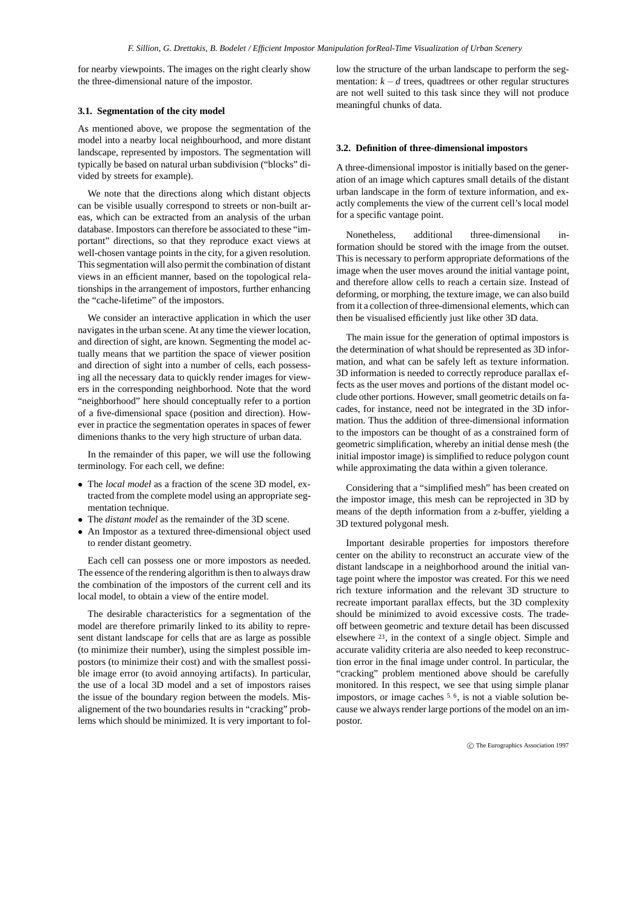for nearby viewpoints. The images on the right clearly show the three-dimensional nature of the impostor.

### 3.1. Segmentation of the city model

As mentioned above, we propose the segmentation of the model into a nearby local neighbourhood, and more distant landscape, represented by impostors. The segmentation will typically be based on natural urban subdivision ("blocks" divided by streets for example).

We note that the directions along which distant objects can be visible usually correspond to streets or non-built areas, which can be extracted from an analysis of the urban database. Impostors can therefore be associated to these "important" directions, so that they reproduce exact views at well-chosen vantage points in the city, for a given resolution. This segmentation will also permit the combination of distant views in an efficient manner, based on the topological relationships in the arrangement of impostors, further enhancing the "cache-lifetime" of the impostors.

We consider an interactive application in which the user navigates in the urban scene. At any time the viewer location, and direction of sight, are known. Segmenting the model actually means that we partition the space of viewer position and direction of sight into a number of cells, each possessing all the necessary data to quickly render images for viewers in the corresponding neighborhood. Note that the word "neighborhood" here should conceptually refer to a portion of a five-dimensional space (position and direction). However in practice the segmentation operates in spaces of fewer dimenions thanks to the very high structure of urban data.

In the remainder of this paper, we will use the following terminology. For each cell, we define:

- The *local model* as a fraction of the scene 3D model, extracted from the complete model using an appropriate segmentation technique.
- The *distant model* as the remainder of the 3D scene.
- An Impostor as a textured three-dimensional object used to render distant geometry.

Each cell can possess one or more impostors as needed. The essence of the rendering algorithm is then to always draw the combination of the impostors of the current cell and its local model, to obtain a view of the entire model.

The desirable characteristics for a segmentation of the model are therefore primarily linked to its ability to represent distant landscape for cells that are as large as possible (to minimize their number), using the simplest possible impostors (to minimize their cost) and with the smallest possible image error (to avoid annoying artifacts). In particular, the use of a local 3D model and a set of impostors raises the issue of the boundary region between the models. Misalignement of the two boundaries results in "cracking" problems which should be minimized. It is very important to follow the structure of the urban landscape to perform the segmentation: $k-d$ trees, quadtrees or other regular structures are not well suited to this task since they will not produce meaningful chunks of data.

### 3.2. Definition of three-dimensional impostors

A three-dimensional impostor is initially based on the generation of an image which captures small details of the distant urban landscape in the form of texture information, and exactly complements the view of the current cell's local model for a specific vantage point.

Nonetheless, additional three-dimensional information should be stored with the image from the outset. This is necessary to perform appropriate deformations of the image when the user moves around the initial vantage point, and therefore allow cells to reach a certain size. Instead of deforming, or morphing, the texture image, we can also build from it a collection of three-dimensional elements, which can then be visualised efficiently just like other 3D data.

The main issue for the generation of optimal impostors is the determination of what should be represented as 3D information, and what can be safely left as texture information. 3D information is needed to correctly reproduce parallax effects as the user moves and portions of the distant model occlude other portions. However, small geometric details on facades, for instance, need not be integrated in the 3D information. Thus the addition of three-dimensional information to the impostors can be thought of as a constrained form of geometric simplification, whereby an initial dense mesh (the initial impostor image) is simplified to reduce polygon count while approximating the data within a given tolerance.

Considering that a "simplified mesh" has been created on the impostor image, this mesh can be reprojected in 3D by means of the depth information from a z-buffer, yielding a 3D textured polygonal mesh.

Important desirable properties for impostors therefore center on the ability to reconstruct an accurate view of the distant landscape in a neighborhood around the initial vantage point where the impostor was created. For this we need rich texture information and the relevant 3D structure to recreate important parallax effects, but the 3D complexity should be minimized to avoid excessive costs. The tradeoff between geometric and texture detail has been discussed elsewhere [23], in the context of a single object. Simple and accurate validity criteria are also needed to keep reconstruction error in the final image under control. In particular, the "cracking" problem mentioned above should be carefully monitored. In this respect, we see that using simple planar impostors, or image caches [5, 6], is not a viable solution because we always render large portions of the model on an impostor.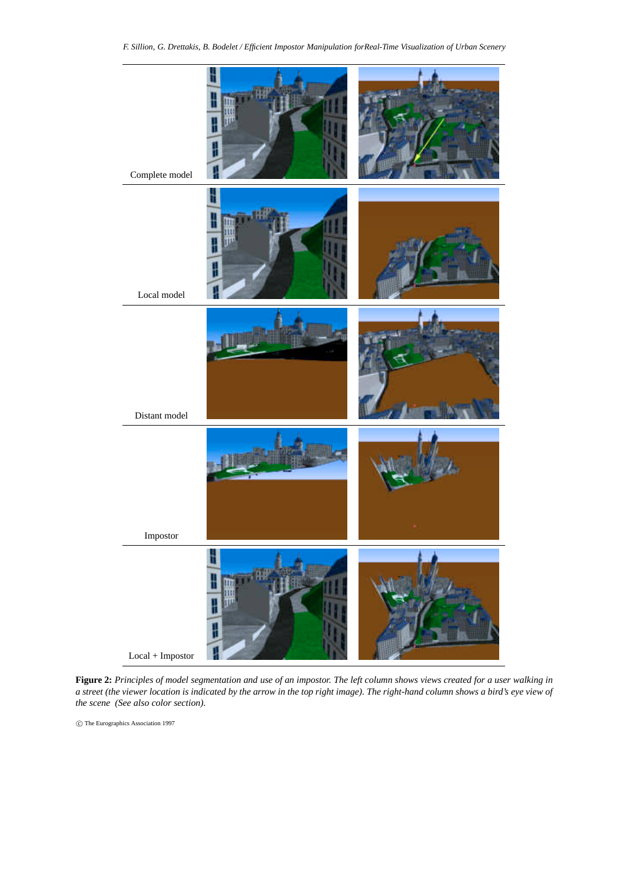Complete model

Local model

Distant model

Impostor

Local + Impostor

**Figure 2:** *Principles of model segmentation and use of an impostor. The left column shows views created for a user walking in a street (the viewer location is indicated by the arrow in the top right image). The right-hand column shows a bird's eye view of the scene (See also color section).*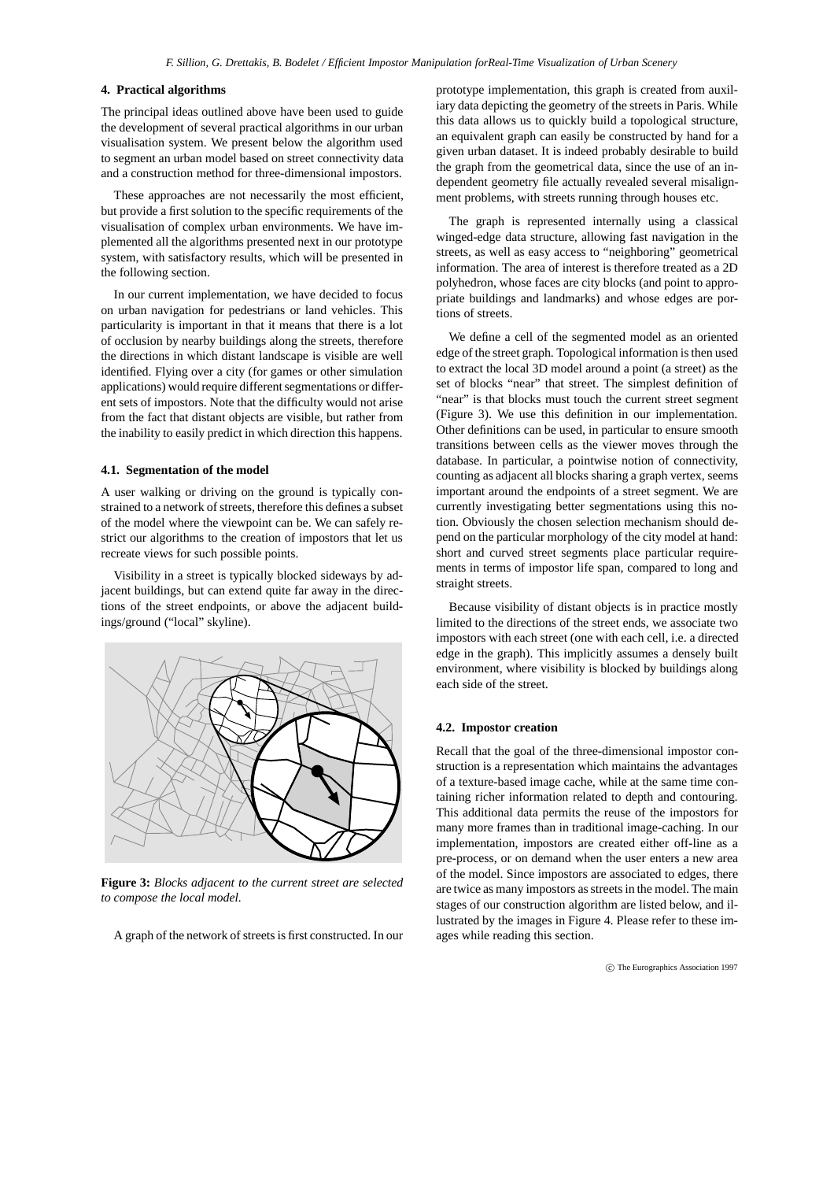## 4. Practical algorithms

The principal ideas outlined above have been used to guide the development of several practical algorithms in our urban visualisation system. We present below the algorithm used to segment an urban model based on street connectivity data and a construction method for three-dimensional impostors.

These approaches are not necessarily the most efficient, but provide a first solution to the specific requirements of the visualisation of complex urban environments. We have implemented all the algorithms presented next in our prototype system, with satisfactory results, which will be presented in the following section.

In our current implementation, we have decided to focus on urban navigation for pedestrians or land vehicles. This particularity is important in that it means that there is a lot of occlusion by nearby buildings along the streets, therefore the directions in which distant landscape is visible are well identified. Flying over a city (for games or other simulation applications) would require different segmentations or different sets of impostors. Note that the difficulty would not arise from the fact that distant objects are visible, but rather from the inability to easily predict in which direction this happens.

### 4.1. Segmentation of the model

A user walking or driving on the ground is typically constrained to a network of streets, therefore this defines a subset of the model where the viewpoint can be. We can safely restrict our algorithms to the creation of impostors that let us recreate views for such possible points.

Visibility in a street is typically blocked sideways by adjacent buildings, but can extend quite far away in the directions of the street endpoints, or above the adjacent buildings/ground ("local" skyline).

**Figure 3:** *Blocks adjacent to the current street are selected to compose the local model.*

A graph of the network of streets is first constructed. In our prototype implementation, this graph is created from auxiliary data depicting the geometry of the streets in Paris. While this data allows us to quickly build a topological structure, an equivalent graph can easily be constructed by hand for a given urban dataset. It is indeed probably desirable to build the graph from the geometrical data, since the use of an independent geometry file actually revealed several misalignment problems, with streets running through houses etc.

The graph is represented internally using a classical winged-edge data structure, allowing fast navigation in the streets, as well as easy access to "neighboring" geometrical information. The area of interest is therefore treated as a 2D polyhedron, whose faces are city blocks (and point to appropriate buildings and landmarks) and whose edges are portions of streets.

We define a cell of the segmented model as an oriented edge of the street graph. Topological information is then used to extract the local 3D model around a point (a street) as the set of blocks "near" that street. The simplest definition of "near" is that blocks must touch the current street segment (Figure 3). We use this definition in our implementation. Other definitions can be used, in particular to ensure smooth transitions between cells as the viewer moves through the database. In particular, a pointwise notion of connectivity, counting as adjacent all blocks sharing a graph vertex, seems important around the endpoints of a street segment. We are currently investigating better segmentations using this notion. Obviously the chosen selection mechanism should depend on the particular morphology of the city model at hand: short and curved street segments place particular requirements in terms of impostor life span, compared to long and straight streets.

Because visibility of distant objects is in practice mostly limited to the directions of the street ends, we associate two impostors with each street (one with each cell, i.e. a directed edge in the graph). This implicitly assumes a densely built environment, where visibility is blocked by buildings along each side of the street.

### 4.2. Impostor creation

Recall that the goal of the three-dimensional impostor construction is a representation which maintains the advantages of a texture-based image cache, while at the same time containing richer information related to depth and contouring. This additional data permits the reuse of the impostors for many more frames than in traditional image-caching. In our implementation, impostors are created either off-line as a pre-process, or on demand when the user enters a new area of the model. Since impostors are associated to edges, there are twice as many impostors as streets in the model. The main stages of our construction algorithm are listed below, and illustrated by the images in Figure 4. Please refer to these images while reading this section.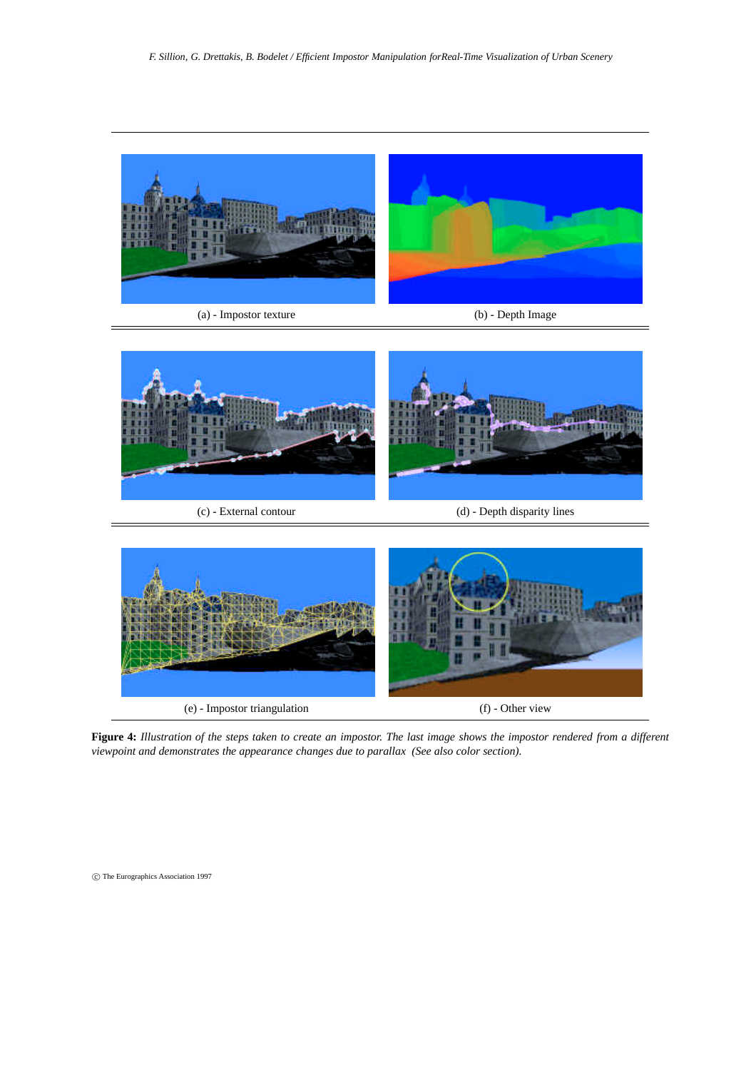(a) - Impostor texture

(b) - Depth Image

(c) - External contour

(d) - Depth disparity lines

(e) - Impostor triangulation

(f) - Other view

**Figure 4:** *Illustration of the steps taken to create an impostor. The last image shows the impostor rendered from a different viewpoint and demonstrates the appearance changes due to parallax (See also color section).*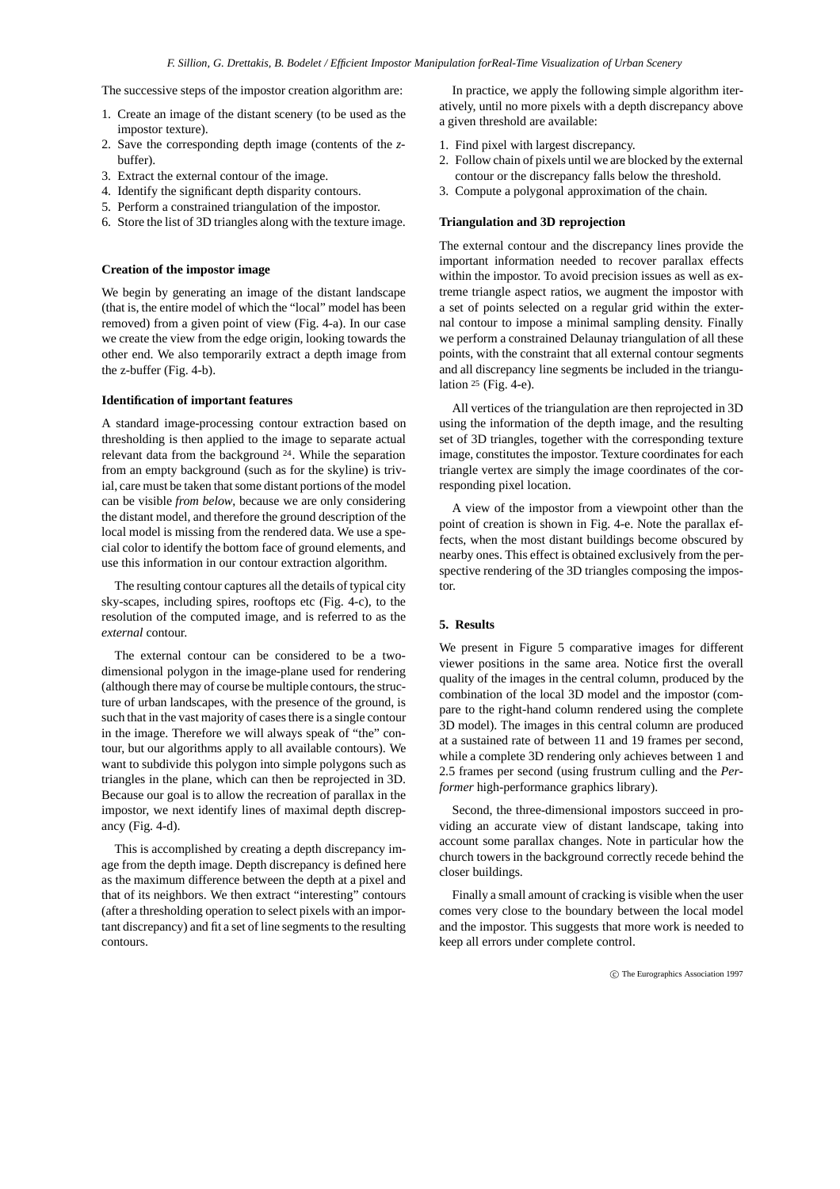The successive steps of the impostor creation algorithm are:

1. Create an image of the distant scenery (to be used as the impostor texture).
2. Save the corresponding depth image (contents of the *z*-buffer).
3. Extract the external contour of the image.
4. Identify the significant depth disparity contours.
5. Perform a constrained triangulation of the impostor.
6. Store the list of 3D triangles along with the texture image.

**Creation of the impostor image**

We begin by generating an image of the distant landscape (that is, the entire model of which the "local" model has been removed) from a given point of view (Fig. 4-a). In our case we create the view from the edge origin, looking towards the other end. We also temporarily extract a depth image from the z-buffer (Fig. 4-b).

**Identification of important features**

A standard image-processing contour extraction based on thresholding is then applied to the image to separate actual relevant data from the background [24]. While the separation from an empty background (such as for the skyline) is trivial, care must be taken that some distant portions of the model can be visible *from below*, because we are only considering the distant model, and therefore the ground description of the local model is missing from the rendered data. We use a special color to identify the bottom face of ground elements, and use this information in our contour extraction algorithm.

The resulting contour captures all the details of typical city sky-scapes, including spires, rooftops etc (Fig. 4-c), to the resolution of the computed image, and is referred to as the *external* contour.

The external contour can be considered to be a two-dimensional polygon in the image-plane used for rendering (although there may of course be multiple contours, the structure of urban landscapes, with the presence of the ground, is such that in the vast majority of cases there is a single contour in the image. Therefore we will always speak of "the" contour, but our algorithms apply to all available contours). We want to subdivide this polygon into simple polygons such as triangles in the plane, which can then be reprojected in 3D. Because our goal is to allow the recreation of parallax in the impostor, we next identify lines of maximal depth discrepancy (Fig. 4-d).

This is accomplished by creating a depth discrepancy image from the depth image. Depth discrepancy is defined here as the maximum difference between the depth at a pixel and that of its neighbors. We then extract "interesting" contours (after a thresholding operation to select pixels with an important discrepancy) and fit a set of line segments to the resulting contours.

In practice, we apply the following simple algorithm iteratively, until no more pixels with a depth discrepancy above a given threshold are available:

1. Find pixel with largest discrepancy.
2. Follow chain of pixels until we are blocked by the external contour or the discrepancy falls below the threshold.
3. Compute a polygonal approximation of the chain.

**Triangulation and 3D reprojection**

The external contour and the discrepancy lines provide the important information needed to recover parallax effects within the impostor. To avoid precision issues as well as extreme triangle aspect ratios, we augment the impostor with a set of points selected on a regular grid within the external contour to impose a minimal sampling density. Finally we perform a constrained Delaunay triangulation of all these points, with the constraint that all external contour segments and all discrepancy line segments be included in the triangulation [25] (Fig. 4-e).

All vertices of the triangulation are then reprojected in 3D using the information of the depth image, and the resulting set of 3D triangles, together with the corresponding texture image, constitutes the impostor. Texture coordinates for each triangle vertex are simply the image coordinates of the corresponding pixel location.

A view of the impostor from a viewpoint other than the point of creation is shown in Fig. 4-e. Note the parallax effects, when the most distant buildings become obscured by nearby ones. This effect is obtained exclusively from the perspective rendering of the 3D triangles composing the impostor.

## 5. Results

We present in Figure 5 comparative images for different viewer positions in the same area. Notice first the overall quality of the images in the central column, produced by the combination of the local 3D model and the impostor (compare to the right-hand column rendered using the complete 3D model). The images in this central column are produced at a sustained rate of between 11 and 19 frames per second, while a complete 3D rendering only achieves between 1 and 2.5 frames per second (using frustrum culling and the *Performer* high-performance graphics library).

Second, the three-dimensional impostors succeed in providing an accurate view of distant landscape, taking into account some parallax changes. Note in particular how the church towers in the background correctly recede behind the closer buildings.

Finally a small amount of cracking is visible when the user comes very close to the boundary between the local model and the impostor. This suggests that more work is needed to keep all errors under complete control.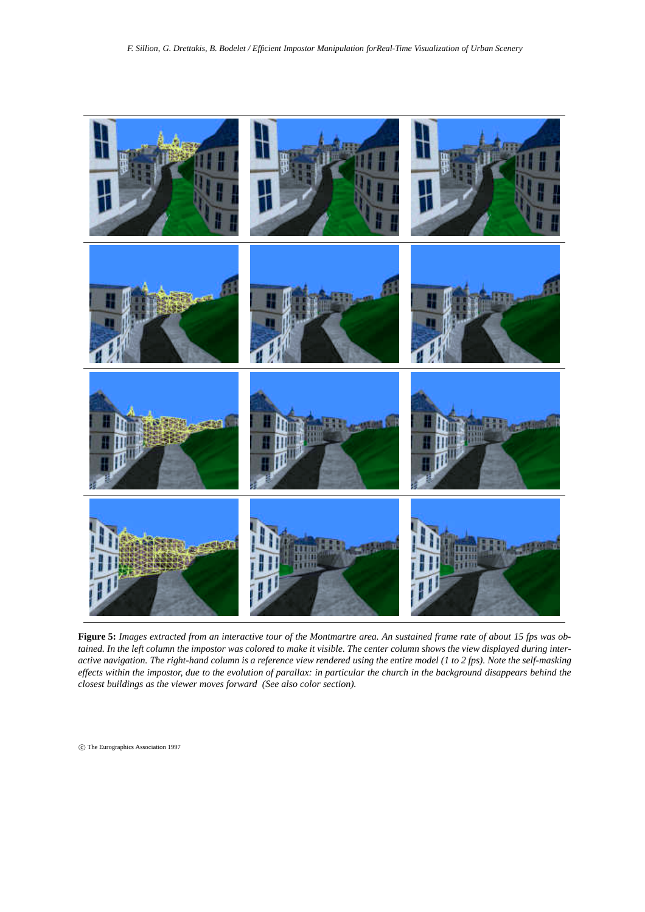**Figure 5:** *Images extracted from an interactive tour of the Montmartre area. An sustained frame rate of about 15 fps was obtained. In the left column the impostor was colored to make it visible. The center column shows the view displayed during interactive navigation. The right-hand column is a reference view rendered using the entire model (1 to 2 fps). Note the self-masking effects within the impostor, due to the evolution of parallax: in particular the church in the background disappears behind the closest buildings as the viewer moves forward (See also color section).*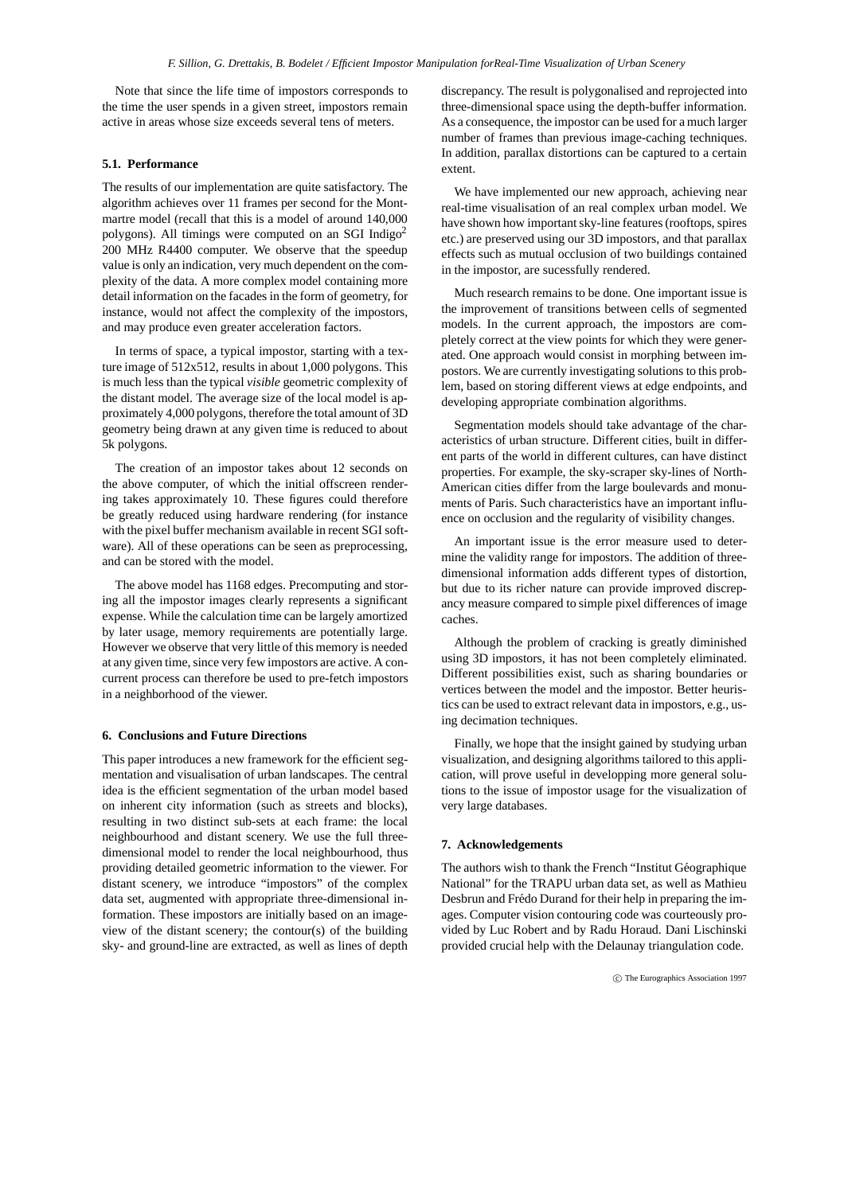Note that since the life time of impostors corresponds to the time the user spends in a given street, impostors remain active in areas whose size exceeds several tens of meters.

### 5.1. Performance

The results of our implementation are quite satisfactory. The algorithm achieves over 11 frames per second for the Montmartre model (recall that this is a model of around 140,000 polygons). All timings were computed on an SGI Indigo[2] 200 MHz R4400 computer. We observe that the speedup value is only an indication, very much dependent on the complexity of the data. A more complex model containing more detail information on the facades in the form of geometry, for instance, would not affect the complexity of the impostors, and may produce even greater acceleration factors.

In terms of space, a typical impostor, starting with a texture image of 512x512, results in about 1,000 polygons. This is much less than the typical *visible* geometric complexity of the distant model. The average size of the local model is approximately 4,000 polygons, therefore the total amount of 3D geometry being drawn at any given time is reduced to about 5k polygons.

The creation of an impostor takes about 12 seconds on the above computer, of which the initial offscreen rendering takes approximately 10. These figures could therefore be greatly reduced using hardware rendering (for instance with the pixel buffer mechanism available in recent SGI software). All of these operations can be seen as preprocessing, and can be stored with the model.

The above model has 1168 edges. Precomputing and storing all the impostor images clearly represents a significant expense. While the calculation time can be largely amortized by later usage, memory requirements are potentially large. However we observe that very little of this memory is needed at any given time, since very few impostors are active. A concurrent process can therefore be used to pre-fetch impostors in a neighborhood of the viewer.

## 6. Conclusions and Future Directions

This paper introduces a new framework for the efficient segmentation and visualisation of urban landscapes. The central idea is the efficient segmentation of the urban model based on inherent city information (such as streets and blocks), resulting in two distinct sub-sets at each frame: the local neighbourhood and distant scenery. We use the full three-dimensional model to render the local neighbourhood, thus providing detailed geometric information to the viewer. For distant scenery, we introduce "impostors" of the complex data set, augmented with appropriate three-dimensional information. These impostors are initially based on an image-view of the distant scenery; the contour(s) of the building sky- and ground-line are extracted, as well as lines of depth discrepancy. The result is polygonalised and reprojected into three-dimensional space using the depth-buffer information. As a consequence, the impostor can be used for a much larger number of frames than previous image-caching techniques. In addition, parallax distortions can be captured to a certain extent.

We have implemented our new approach, achieving near real-time visualisation of an real complex urban model. We have shown how important sky-line features (rooftops, spires etc.) are preserved using our 3D impostors, and that parallax effects such as mutual occlusion of two buildings contained in the impostor, are sucessfully rendered.

Much research remains to be done. One important issue is the improvement of transitions between cells of segmented models. In the current approach, the impostors are completely correct at the view points for which they were generated. One approach would consist in morphing between impostors. We are currently investigating solutions to this problem, based on storing different views at edge endpoints, and developing appropriate combination algorithms.

Segmentation models should take advantage of the characteristics of urban structure. Different cities, built in different parts of the world in different cultures, can have distinct properties. For example, the sky-scraper sky-lines of North-American cities differ from the large boulevards and monuments of Paris. Such characteristics have an important influence on occlusion and the regularity of visibility changes.

An important issue is the error measure used to determine the validity range for impostors. The addition of three-dimensional information adds different types of distortion, but due to its richer nature can provide improved discrepancy measure compared to simple pixel differences of image caches.

Although the problem of cracking is greatly diminished using 3D impostors, it has not been completely eliminated. Different possibilities exist, such as sharing boundaries or vertices between the model and the impostor. Better heuristics can be used to extract relevant data in impostors, e.g., using decimation techniques.

Finally, we hope that the insight gained by studying urban visualization, and designing algorithms tailored to this application, will prove useful in developping more general solutions to the issue of impostor usage for the visualization of very large databases.

## 7. Acknowledgements

The authors wish to thank the French "Institut Géographique National" for the TRAPU urban data set, as well as Mathieu Desbrun and Frédo Durand for their help in preparing the images. Computer vision contouring code was courteously provided by Luc Robert and by Radu Horaud. Dani Lischinski provided crucial help with the Delaunay triangulation code.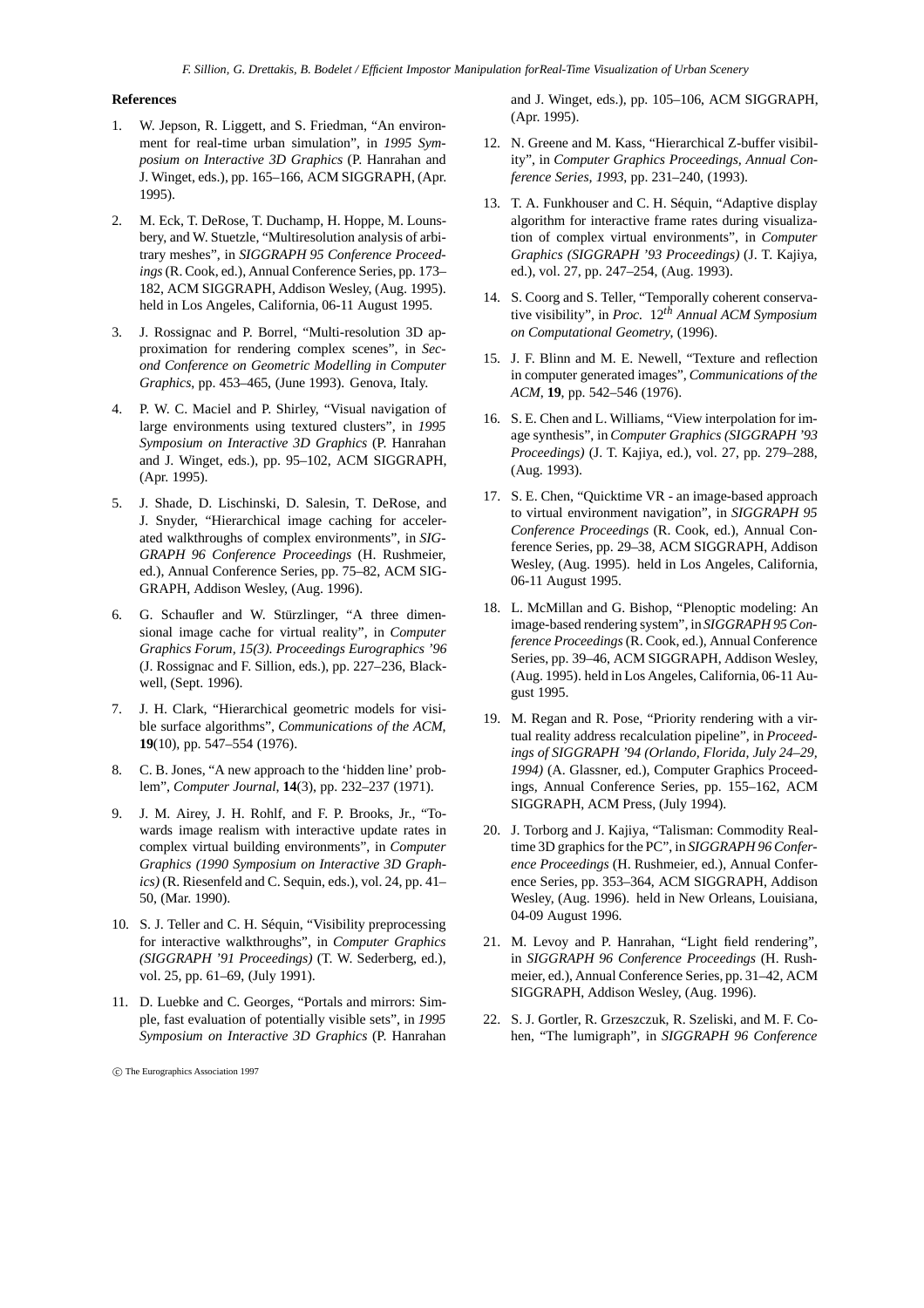**References**

1. W. Jepson, R. Liggett, and S. Friedman, "An environment for real-time urban simulation", in *1995 Symposium on Interactive 3D Graphics* (P. Hanrahan and J. Winget, eds.), pp. 165–166, ACM SIGGRAPH, (Apr. 1995).

2. M. Eck, T. DeRose, T. Duchamp, H. Hoppe, M. Lounsbery, and W. Stuetzle, "Multiresolution analysis of arbitrary meshes", in *SIGGRAPH 95 Conference Proceedings* (R. Cook, ed.), Annual Conference Series, pp. 173–182, ACM SIGGRAPH, Addison Wesley, (Aug. 1995). held in Los Angeles, California, 06-11 August 1995.

3. J. Rossignac and P. Borrel, "Multi-resolution 3D approximation for rendering complex scenes", in *Second Conference on Geometric Modelling in Computer Graphics*, pp. 453–465, (June 1993). Genova, Italy.

4. P. W. C. Maciel and P. Shirley, "Visual navigation of large environments using textured clusters", in *1995 Symposium on Interactive 3D Graphics* (P. Hanrahan and J. Winget, eds.), pp. 95–102, ACM SIGGRAPH, (Apr. 1995).

5. J. Shade, D. Lischinski, D. Salesin, T. DeRose, and J. Snyder, "Hierarchical image caching for accelerated walkthroughs of complex environments", in *SIGGRAPH 96 Conference Proceedings* (H. Rushmeier, ed.), Annual Conference Series, pp. 75–82, ACM SIGGRAPH, Addison Wesley, (Aug. 1996).

6. G. Schaufler and W. Stürzlinger, "A three dimensional image cache for virtual reality", in *Computer Graphics Forum, 15(3). Proceedings Eurographics '96* (J. Rossignac and F. Sillion, eds.), pp. 227–236, Blackwell, (Sept. 1996).

7. J. H. Clark, "Hierarchical geometric models for visible surface algorithms", *Communications of the ACM*, **19**(10), pp. 547–554 (1976).

8. C. B. Jones, "A new approach to the 'hidden line' problem", *Computer Journal*, **14**(3), pp. 232–237 (1971).

9. J. M. Airey, J. H. Rohlf, and F. P. Brooks, Jr., "Towards image realism with interactive update rates in complex virtual building environments", in *Computer Graphics (1990 Symposium on Interactive 3D Graphics)* (R. Riesenfeld and C. Sequin, eds.), vol. 24, pp. 41–50, (Mar. 1990).

10. S. J. Teller and C. H. Séquin, "Visibility preprocessing for interactive walkthroughs", in *Computer Graphics (SIGGRAPH '91 Proceedings)* (T. W. Sederberg, ed.), vol. 25, pp. 61–69, (July 1991).

11. D. Luebke and C. Georges, "Portals and mirrors: Simple, fast evaluation of potentially visible sets", in *1995 Symposium on Interactive 3D Graphics* (P. Hanrahan and J. Winget, eds.), pp. 105–106, ACM SIGGRAPH, (Apr. 1995).

12. N. Greene and M. Kass, "Hierarchical Z-buffer visibility", in *Computer Graphics Proceedings, Annual Conference Series, 1993*, pp. 231–240, (1993).

13. T. A. Funkhouser and C. H. Séquin, "Adaptive display algorithm for interactive frame rates during visualization of complex virtual environments", in *Computer Graphics (SIGGRAPH '93 Proceedings)* (J. T. Kajiya, ed.), vol. 27, pp. 247–254, (Aug. 1993).

14. S. Coorg and S. Teller, "Temporally coherent conservative visibility", in *Proc. 12th Annual ACM Symposium on Computational Geometry*, (1996).

15. J. F. Blinn and M. E. Newell, "Texture and reflection in computer generated images", *Communications of the ACM*, **19**, pp. 542–546 (1976).

16. S. E. Chen and L. Williams, "View interpolation for image synthesis", in *Computer Graphics (SIGGRAPH '93 Proceedings)* (J. T. Kajiya, ed.), vol. 27, pp. 279–288, (Aug. 1993).

17. S. E. Chen, "Quicktime VR - an image-based approach to virtual environment navigation", in *SIGGRAPH 95 Conference Proceedings* (R. Cook, ed.), Annual Conference Series, pp. 29–38, ACM SIGGRAPH, Addison Wesley, (Aug. 1995). held in Los Angeles, California, 06-11 August 1995.

18. L. McMillan and G. Bishop, "Plenoptic modeling: An image-based rendering system", in *SIGGRAPH 95 Conference Proceedings* (R. Cook, ed.), Annual Conference Series, pp. 39–46, ACM SIGGRAPH, Addison Wesley, (Aug. 1995). held in Los Angeles, California, 06-11 August 1995.

19. M. Regan and R. Pose, "Priority rendering with a virtual reality address recalculation pipeline", in *Proceedings of SIGGRAPH '94 (Orlando, Florida, July 24–29, 1994)* (A. Glassner, ed.), Computer Graphics Proceedings, Annual Conference Series, pp. 155–162, ACM SIGGRAPH, ACM Press, (July 1994).

20. J. Torborg and J. Kajiya, "Talisman: Commodity Realtime 3D graphics for the PC", in *SIGGRAPH 96 Conference Proceedings* (H. Rushmeier, ed.), Annual Conference Series, pp. 353–364, ACM SIGGRAPH, Addison Wesley, (Aug. 1996). held in New Orleans, Louisiana, 04-09 August 1996.

21. M. Levoy and P. Hanrahan, "Light field rendering", in *SIGGRAPH 96 Conference Proceedings* (H. Rushmeier, ed.), Annual Conference Series, pp. 31–42, ACM SIGGRAPH, Addison Wesley, (Aug. 1996).

22. S. J. Gortler, R. Grzeszczuk, R. Szeliski, and M. F. Cohen, "The lumigraph", in *SIGGRAPH 96 Conference*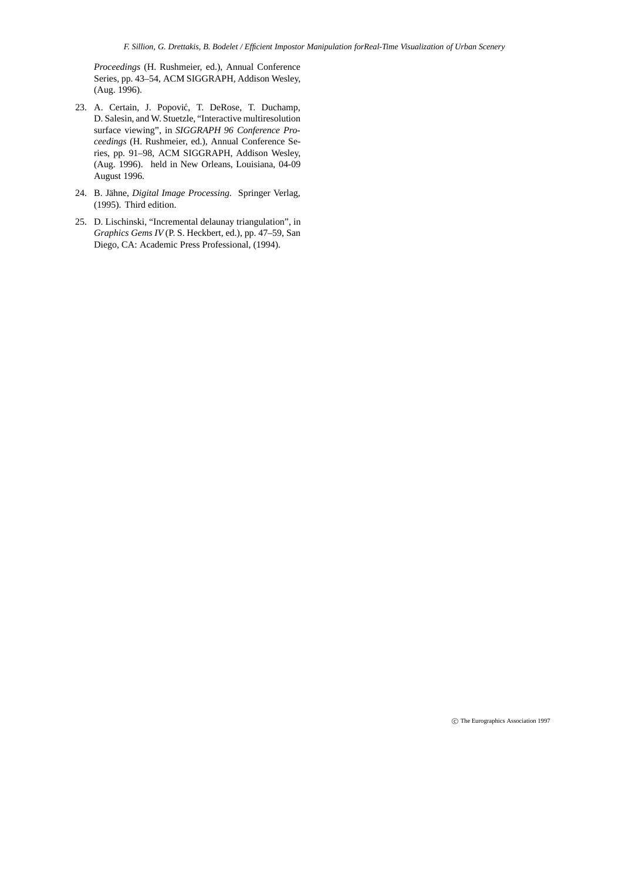*Proceedings* (H. Rushmeier, ed.), Annual Conference Series, pp. 43–54, ACM SIGGRAPH, Addison Wesley, (Aug. 1996).

23. A. Certain, J. Popović, T. DeRose, T. Duchamp, D. Salesin, and W. Stuetzle, "Interactive multiresolution surface viewing", in *SIGGRAPH 96 Conference Proceedings* (H. Rushmeier, ed.), Annual Conference Series, pp. 91–98, ACM SIGGRAPH, Addison Wesley, (Aug. 1996). held in New Orleans, Louisiana, 04-09 August 1996.

24. B. Jähne, *Digital Image Processing*. Springer Verlag, (1995). Third edition.

25. D. Lischinski, "Incremental delaunay triangulation", in *Graphics Gems IV* (P. S. Heckbert, ed.), pp. 47–59, San Diego, CA: Academic Press Professional, (1994).